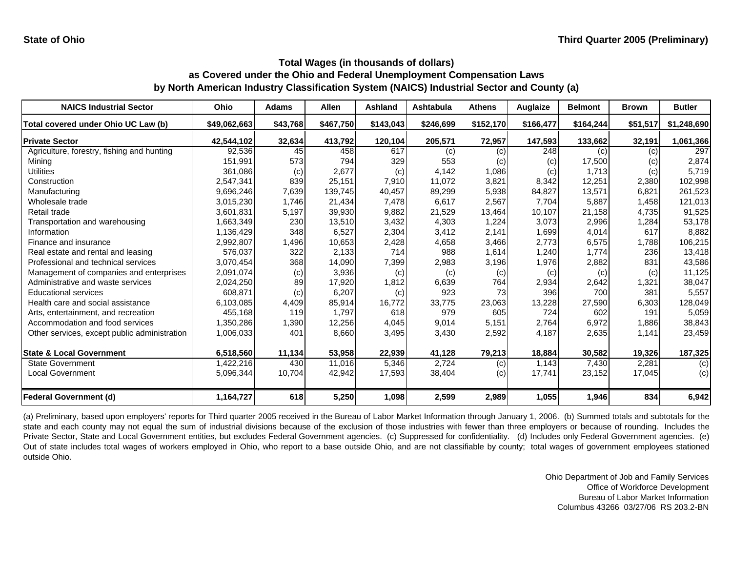State of Ohio

Third Quarter 2005 (Preliminary)

## Total Wages (in thousands of dollars)
## as Covered under the Ohio and Federal Unemployment Compensation Laws
## by North American Industry Classification System (NAICS) Industrial Sector and County (a)

| NAICS Industrial Sector | Ohio | Adams | Allen | Ashland | Ashtabula | Athens | Auglaize | Belmont | Brown | Butler |
|---|---|---|---|---|---|---|---|---|---|---|
| **Total covered under Ohio UC Law (b)** | **$49,062,663** | **$43,768** | **$467,750** | **$143,043** | **$246,699** | **$152,170** | **$166,477** | **$164,244** | **$51,517** | **$1,248,690** |
| **Private Sector** | **42,544,102** | **32,634** | **413,792** | **120,104** | **205,571** | **72,957** | **147,593** | **133,662** | **32,191** | **1,061,366** |
| Agriculture, forestry, fishing and hunting | 92,536 | 45 | 458 | 617 | (c) | (c) | 248 | (c) | (c) | 297 |
| Mining | 151,991 | 573 | 794 | 329 | 553 | (c) | (c) | 17,500 | (c) | 2,874 |
| Utilities | 361,086 | (c) | 2,677 | (c) | 4,142 | 1,086 | (c) | 1,713 | (c) | 5,719 |
| Construction | 2,547,341 | 839 | 25,151 | 7,910 | 11,072 | 3,821 | 8,342 | 12,251 | 2,380 | 102,998 |
| Manufacturing | 9,696,246 | 7,639 | 139,745 | 40,457 | 89,299 | 5,938 | 84,827 | 13,571 | 6,821 | 261,523 |
| Wholesale trade | 3,015,230 | 1,746 | 21,434 | 7,478 | 6,617 | 2,567 | 7,704 | 5,887 | 1,458 | 121,013 |
| Retail trade | 3,601,831 | 5,197 | 39,930 | 9,882 | 21,529 | 13,464 | 10,107 | 21,158 | 4,735 | 91,525 |
| Transportation and warehousing | 1,663,349 | 230 | 13,510 | 3,432 | 4,303 | 1,224 | 3,073 | 2,996 | 1,284 | 53,178 |
| Information | 1,136,429 | 348 | 6,527 | 2,304 | 3,412 | 2,141 | 1,699 | 4,014 | 617 | 8,882 |
| Finance and insurance | 2,992,807 | 1,496 | 10,653 | 2,428 | 4,658 | 3,466 | 2,773 | 6,575 | 1,788 | 106,215 |
| Real estate and rental and leasing | 576,037 | 322 | 2,133 | 714 | 988 | 1,614 | 1,240 | 1,774 | 236 | 13,418 |
| Professional and technical services | 3,070,454 | 368 | 14,090 | 7,399 | 2,983 | 3,196 | 1,976 | 2,882 | 831 | 43,586 |
| Management of companies and enterprises | 2,091,074 | (c) | 3,936 | (c) | (c) | (c) | (c) | (c) | (c) | 11,125 |
| Administrative and waste services | 2,024,250 | 89 | 17,920 | 1,812 | 6,639 | 764 | 2,934 | 2,642 | 1,321 | 38,047 |
| Educational services | 608,871 | (c) | 6,207 | (c) | 923 | 73 | 396 | 700 | 381 | 5,557 |
| Health care and social assistance | 6,103,085 | 4,409 | 85,914 | 16,772 | 33,775 | 23,063 | 13,228 | 27,590 | 6,303 | 128,049 |
| Arts, entertainment, and recreation | 455,168 | 119 | 1,797 | 618 | 979 | 605 | 724 | 602 | 191 | 5,059 |
| Accommodation and food services | 1,350,286 | 1,390 | 12,256 | 4,045 | 9,014 | 5,151 | 2,764 | 6,972 | 1,886 | 38,843 |
| Other services, except public administration | 1,006,033 | 401 | 8,660 | 3,495 | 3,430 | 2,592 | 4,187 | 2,635 | 1,141 | 23,459 |
| **State & Local Government** | **6,518,560** | **11,134** | **53,958** | **22,939** | **41,128** | **79,213** | **18,884** | **30,582** | **19,326** | **187,325** |
| State Government | 1,422,216 | 430 | 11,016 | 5,346 | 2,724 | (c) | 1,143 | 7,430 | 2,281 | (c) |
| Local Government | 5,096,344 | 10,704 | 42,942 | 17,593 | 38,404 | (c) | 17,741 | 23,152 | 17,045 | (c) |
| **Federal Government (d)** | **1,164,727** | **618** | **5,250** | **1,098** | **2,599** | **2,989** | **1,055** | **1,946** | **834** | **6,942** |

(a) Preliminary, based upon employers' reports for Third quarter 2005 received in the Bureau of Labor Market Information through January 1, 2006. (b) Summed totals and subtotals for the state and each county may not equal the sum of industrial divisions because of the exclusion of those industries with fewer than three employers or because of rounding. Includes the Private Sector, State and Local Government entities, but excludes Federal Government agencies. (c) Suppressed for confidentiality. (d) Includes only Federal Government agencies. (e) Out of state includes total wages of workers employed in Ohio, who report to a base outside Ohio, and are not classifiable by county; total wages of government employees stationed outside Ohio.

Ohio Department of Job and Family Services
Office of Workforce Development
Bureau of Labor Market Information
Columbus 43266 03/27/06 RS 203.2-BN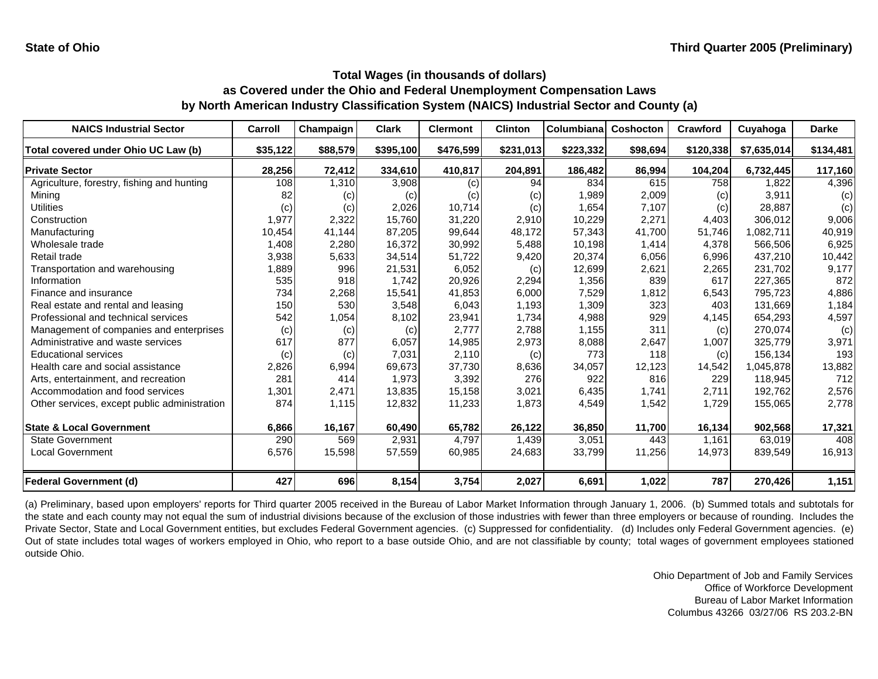State of Ohio

Third Quarter 2005 (Preliminary)

## Total Wages (in thousands of dollars) as Covered under the Ohio and Federal Unemployment Compensation Laws by North American Industry Classification System (NAICS) Industrial Sector and County (a)

| NAICS Industrial Sector | Carroll | Champaign | Clark | Clermont | Clinton | Columbiana | Coshocton | Crawford | Cuyahoga | Darke |
|---|---|---|---|---|---|---|---|---|---|---|
| Total covered under Ohio UC Law (b) | $35,122 | $88,579 | $395,100 | $476,599 | $231,013 | $223,332 | $98,694 | $120,338 | $7,635,014 | $134,481 |
| **Private Sector** | **28,256** | **72,412** | **334,610** | **410,817** | **204,891** | **186,482** | **86,994** | **104,204** | **6,732,445** | **117,160** |
| Agriculture, forestry, fishing and hunting | 108 | 1,310 | 3,908 | (c) | 94 | 834 | 615 | 758 | 1,822 | 4,396 |
| Mining | 82 | (c) | (c) | (c) | (c) | 1,989 | 2,009 | (c) | 3,911 | (c) |
| Utilities | (c) | (c) | 2,026 | 10,714 | (c) | 1,654 | 7,107 | (c) | 28,887 | (c) |
| Construction | 1,977 | 2,322 | 15,760 | 31,220 | 2,910 | 10,229 | 2,271 | 4,403 | 306,012 | 9,006 |
| Manufacturing | 10,454 | 41,144 | 87,205 | 99,644 | 48,172 | 57,343 | 41,700 | 51,746 | 1,082,711 | 40,919 |
| Wholesale trade | 1,408 | 2,280 | 16,372 | 30,992 | 5,488 | 10,198 | 1,414 | 4,378 | 566,506 | 6,925 |
| Retail trade | 3,938 | 5,633 | 34,514 | 51,722 | 9,420 | 20,374 | 6,056 | 6,996 | 437,210 | 10,442 |
| Transportation and warehousing | 1,889 | 996 | 21,531 | 6,052 | (c) | 12,699 | 2,621 | 2,265 | 231,702 | 9,177 |
| Information | 535 | 918 | 1,742 | 20,926 | 2,294 | 1,356 | 839 | 617 | 227,365 | 872 |
| Finance and insurance | 734 | 2,268 | 15,541 | 41,853 | 6,000 | 7,529 | 1,812 | 6,543 | 795,723 | 4,886 |
| Real estate and rental and leasing | 150 | 530 | 3,548 | 6,043 | 1,193 | 1,309 | 323 | 403 | 131,669 | 1,184 |
| Professional and technical services | 542 | 1,054 | 8,102 | 23,941 | 1,734 | 4,988 | 929 | 4,145 | 654,293 | 4,597 |
| Management of companies and enterprises | (c) | (c) | (c) | 2,777 | 2,788 | 1,155 | 311 | (c) | 270,074 | (c) |
| Administrative and waste services | 617 | 877 | 6,057 | 14,985 | 2,973 | 8,088 | 2,647 | 1,007 | 325,779 | 3,971 |
| Educational services | (c) | (c) | 7,031 | 2,110 | (c) | 773 | 118 | (c) | 156,134 | 193 |
| Health care and social assistance | 2,826 | 6,994 | 69,673 | 37,730 | 8,636 | 34,057 | 12,123 | 14,542 | 1,045,878 | 13,882 |
| Arts, entertainment, and recreation | 281 | 414 | 1,973 | 3,392 | 276 | 922 | 816 | 229 | 118,945 | 712 |
| Accommodation and food services | 1,301 | 2,471 | 13,835 | 15,158 | 3,021 | 6,435 | 1,741 | 2,711 | 192,762 | 2,576 |
| Other services, except public administration | 874 | 1,115 | 12,832 | 11,233 | 1,873 | 4,549 | 1,542 | 1,729 | 155,065 | 2,778 |
| **State & Local Government** | **6,866** | **16,167** | **60,490** | **65,782** | **26,122** | **36,850** | **11,700** | **16,134** | **902,568** | **17,321** |
| State Government | 290 | 569 | 2,931 | 4,797 | 1,439 | 3,051 | 443 | 1,161 | 63,019 | 408 |
| Local Government | 6,576 | 15,598 | 57,559 | 60,985 | 24,683 | 33,799 | 11,256 | 14,973 | 839,549 | 16,913 |
| **Federal Government (d)** | **427** | **696** | **8,154** | **3,754** | **2,027** | **6,691** | **1,022** | **787** | **270,426** | **1,151** |

(a) Preliminary, based upon employers' reports for Third quarter 2005 received in the Bureau of Labor Market Information through January 1, 2006. (b) Summed totals and subtotals for the state and each county may not equal the sum of industrial divisions because of the exclusion of those industries with fewer than three employers or because of rounding. Includes the Private Sector, State and Local Government entities, but excludes Federal Government agencies. (c) Suppressed for confidentiality. (d) Includes only Federal Government agencies. (e) Out of state includes total wages of workers employed in Ohio, who report to a base outside Ohio, and are not classifiable by county; total wages of government employees stationed outside Ohio.

Ohio Department of Job and Family Services
Office of Workforce Development
Bureau of Labor Market Information
Columbus 43266 03/27/06 RS 203.2-BN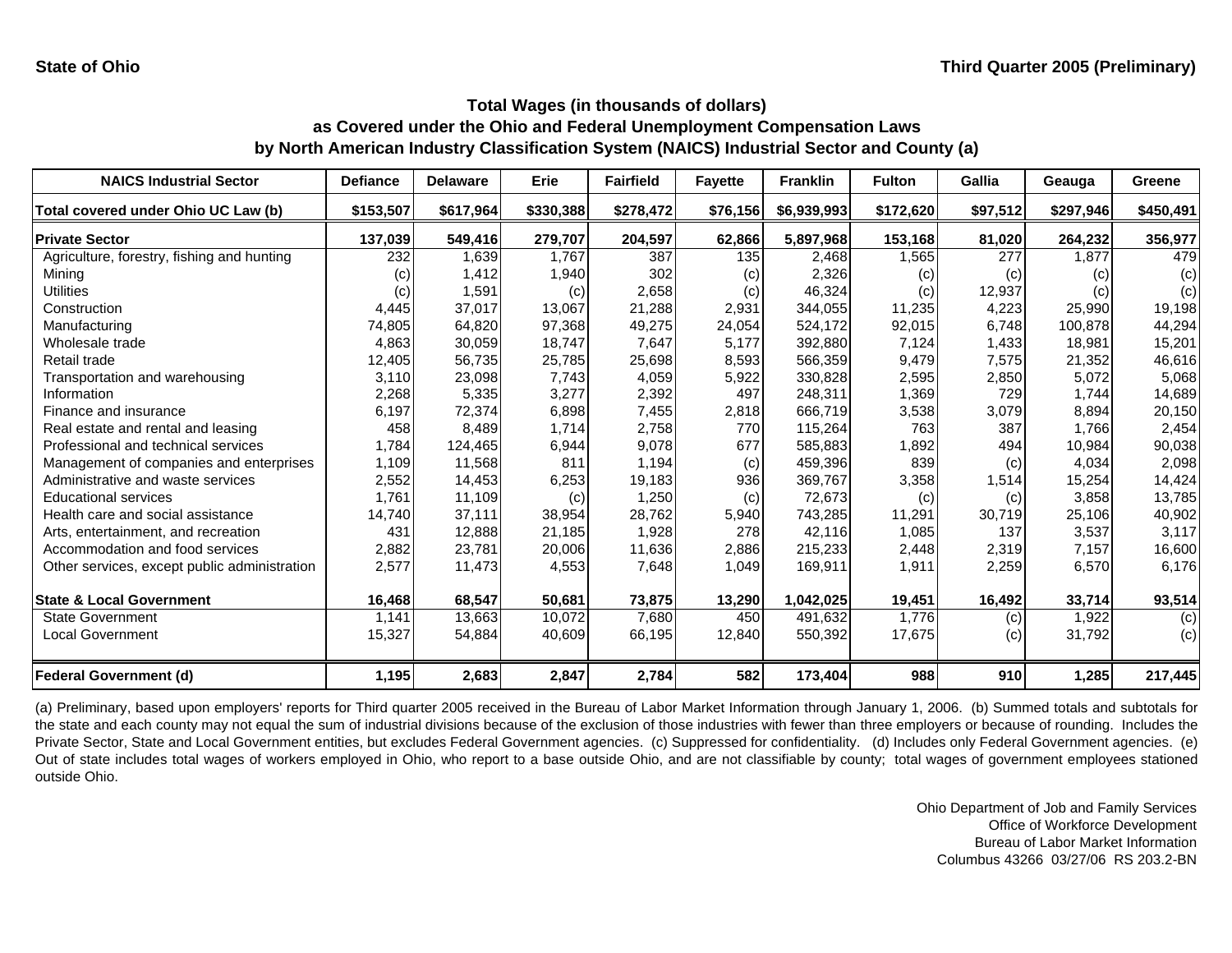State of Ohio

Third Quarter 2005 (Preliminary)

**Total Wages (in thousands of dollars)**
**as Covered under the Ohio and Federal Unemployment Compensation Laws**
**by North American Industry Classification System (NAICS) Industrial Sector and County (a)**

| NAICS Industrial Sector | Defiance | Delaware | Erie | Fairfield | Fayette | Franklin | Fulton | Gallia | Geauga | Greene |
|---|---|---|---|---|---|---|---|---|---|---|
| **Total covered under Ohio UC Law (b)** | **$153,507** | **$617,964** | **$330,388** | **$278,472** | **$76,156** | **$6,939,993** | **$172,620** | **$97,512** | **$297,946** | **$450,491** |
| **Private Sector** | **137,039** | **549,416** | **279,707** | **204,597** | **62,866** | **5,897,968** | **153,168** | **81,020** | **264,232** | **356,977** |
| Agriculture, forestry, fishing and hunting | 232 | 1,639 | 1,767 | 387 | 135 | 2,468 | 1,565 | 277 | 1,877 | 479 |
| Mining | (c) | 1,412 | 1,940 | 302 | (c) | 2,326 | (c) | (c) | (c) | (c) |
| Utilities | (c) | 1,591 | (c) | 2,658 | (c) | 46,324 | (c) | 12,937 | (c) | (c) |
| Construction | 4,445 | 37,017 | 13,067 | 21,288 | 2,931 | 344,055 | 11,235 | 4,223 | 25,990 | 19,198 |
| Manufacturing | 74,805 | 64,820 | 97,368 | 49,275 | 24,054 | 524,172 | 92,015 | 6,748 | 100,878 | 44,294 |
| Wholesale trade | 4,863 | 30,059 | 18,747 | 7,647 | 5,177 | 392,880 | 7,124 | 1,433 | 18,981 | 15,201 |
| Retail trade | 12,405 | 56,735 | 25,785 | 25,698 | 8,593 | 566,359 | 9,479 | 7,575 | 21,352 | 46,616 |
| Transportation and warehousing | 3,110 | 23,098 | 7,743 | 4,059 | 5,922 | 330,828 | 2,595 | 2,850 | 5,072 | 5,068 |
| Information | 2,268 | 5,335 | 3,277 | 2,392 | 497 | 248,311 | 1,369 | 729 | 1,744 | 14,689 |
| Finance and insurance | 6,197 | 72,374 | 6,898 | 7,455 | 2,818 | 666,719 | 3,538 | 3,079 | 8,894 | 20,150 |
| Real estate and rental and leasing | 458 | 8,489 | 1,714 | 2,758 | 770 | 115,264 | 763 | 387 | 1,766 | 2,454 |
| Professional and technical services | 1,784 | 124,465 | 6,944 | 9,078 | 677 | 585,883 | 1,892 | 494 | 10,984 | 90,038 |
| Management of companies and enterprises | 1,109 | 11,568 | 811 | 1,194 | (c) | 459,396 | 839 | (c) | 4,034 | 2,098 |
| Administrative and waste services | 2,552 | 14,453 | 6,253 | 19,183 | 936 | 369,767 | 3,358 | 1,514 | 15,254 | 14,424 |
| Educational services | 1,761 | 11,109 | (c) | 1,250 | (c) | 72,673 | (c) | (c) | 3,858 | 13,785 |
| Health care and social assistance | 14,740 | 37,111 | 38,954 | 28,762 | 5,940 | 743,285 | 11,291 | 30,719 | 25,106 | 40,902 |
| Arts, entertainment, and recreation | 431 | 12,888 | 21,185 | 1,928 | 278 | 42,116 | 1,085 | 137 | 3,537 | 3,117 |
| Accommodation and food services | 2,882 | 23,781 | 20,006 | 11,636 | 2,886 | 215,233 | 2,448 | 2,319 | 7,157 | 16,600 |
| Other services, except public administration | 2,577 | 11,473 | 4,553 | 7,648 | 1,049 | 169,911 | 1,911 | 2,259 | 6,570 | 6,176 |
| **State & Local Government** | **16,468** | **68,547** | **50,681** | **73,875** | **13,290** | **1,042,025** | **19,451** | **16,492** | **33,714** | **93,514** |
| State Government | 1,141 | 13,663 | 10,072 | 7,680 | 450 | 491,632 | 1,776 | (c) | 1,922 | (c) |
| Local Government | 15,327 | 54,884 | 40,609 | 66,195 | 12,840 | 550,392 | 17,675 | (c) | 31,792 | (c) |
| **Federal Government (d)** | **1,195** | **2,683** | **2,847** | **2,784** | **582** | **173,404** | **988** | **910** | **1,285** | **217,445** |

(a) Preliminary, based upon employers' reports for Third quarter 2005 received in the Bureau of Labor Market Information through January 1, 2006. (b) Summed totals and subtotals for the state and each county may not equal the sum of industrial divisions because of the exclusion of those industries with fewer than three employers or because of rounding. Includes the Private Sector, State and Local Government entities, but excludes Federal Government agencies. (c) Suppressed for confidentiality. (d) Includes only Federal Government agencies. (e) Out of state includes total wages of workers employed in Ohio, who report to a base outside Ohio, and are not classifiable by county; total wages of government employees stationed outside Ohio.

Ohio Department of Job and Family Services
Office of Workforce Development
Bureau of Labor Market Information
Columbus 43266 03/27/06 RS 203.2-BN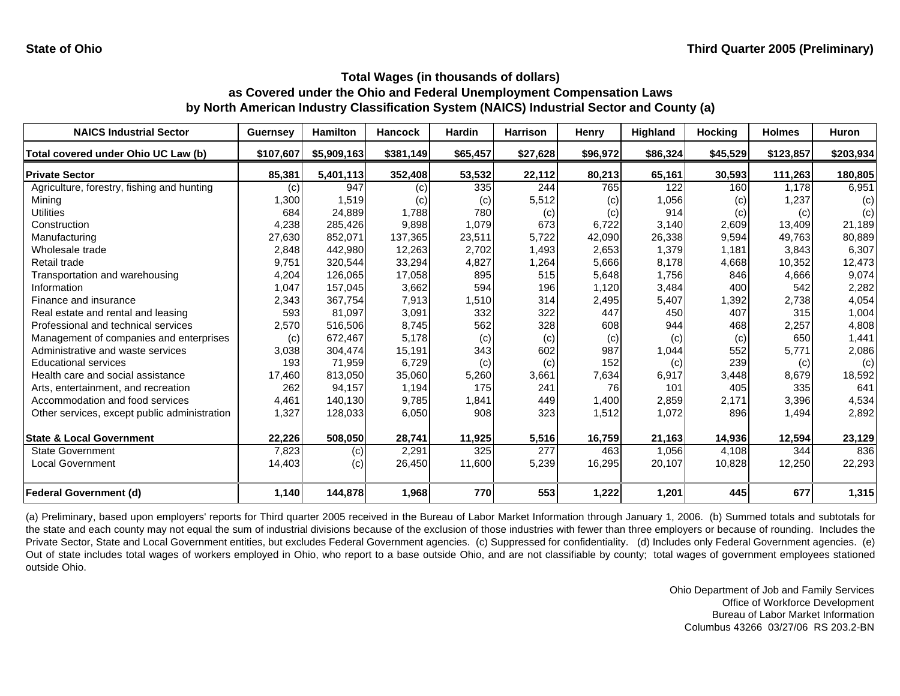**State of Ohio** | **Third Quarter 2005 (Preliminary)**

## Total Wages (in thousands of dollars) as Covered under the Ohio and Federal Unemployment Compensation Laws by North American Industry Classification System (NAICS) Industrial Sector and County (a)

| NAICS Industrial Sector | Guernsey | Hamilton | Hancock | Hardin | Harrison | Henry | Highland | Hocking | Holmes | Huron |
|---|---|---|---|---|---|---|---|---|---|---|
| **Total covered under Ohio UC Law (b)** | **$107,607** | **$5,909,163** | **$381,149** | **$65,457** | **$27,628** | **$96,972** | **$86,324** | **$45,529** | **$123,857** | **$203,934** |
| **Private Sector** | **85,381** | **5,401,113** | **352,408** | **53,532** | **22,112** | **80,213** | **65,161** | **30,593** | **111,263** | **180,805** |
| Agriculture, forestry, fishing and hunting | (c) | 947 | (c) | 335 | 244 | 765 | 122 | 160 | 1,178 | 6,951 |
| Mining | 1,300 | 1,519 | (c) | (c) | 5,512 | (c) | 1,056 | (c) | 1,237 | (c) |
| Utilities | 684 | 24,889 | 1,788 | 780 | (c) | (c) | 914 | (c) | (c) | (c) |
| Construction | 4,238 | 285,426 | 9,898 | 1,079 | 673 | 6,722 | 3,140 | 2,609 | 13,409 | 21,189 |
| Manufacturing | 27,630 | 852,071 | 137,365 | 23,511 | 5,722 | 42,090 | 26,338 | 9,594 | 49,763 | 80,889 |
| Wholesale trade | 2,848 | 442,980 | 12,263 | 2,702 | 1,493 | 2,653 | 1,379 | 1,181 | 3,843 | 6,307 |
| Retail trade | 9,751 | 320,544 | 33,294 | 4,827 | 1,264 | 5,666 | 8,178 | 4,668 | 10,352 | 12,473 |
| Transportation and warehousing | 4,204 | 126,065 | 17,058 | 895 | 515 | 5,648 | 1,756 | 846 | 4,666 | 9,074 |
| Information | 1,047 | 157,045 | 3,662 | 594 | 196 | 1,120 | 3,484 | 400 | 542 | 2,282 |
| Finance and insurance | 2,343 | 367,754 | 7,913 | 1,510 | 314 | 2,495 | 5,407 | 1,392 | 2,738 | 4,054 |
| Real estate and rental and leasing | 593 | 81,097 | 3,091 | 332 | 322 | 447 | 450 | 407 | 315 | 1,004 |
| Professional and technical services | 2,570 | 516,506 | 8,745 | 562 | 328 | 608 | 944 | 468 | 2,257 | 4,808 |
| Management of companies and enterprises | (c) | 672,467 | 5,178 | (c) | (c) | (c) | (c) | (c) | 650 | 1,441 |
| Administrative and waste services | 3,038 | 304,474 | 15,191 | 343 | 602 | 987 | 1,044 | 552 | 5,771 | 2,086 |
| Educational services | 193 | 71,959 | 6,729 | (c) | (c) | 152 | (c) | 239 | (c) | (c) |
| Health care and social assistance | 17,460 | 813,050 | 35,060 | 5,260 | 3,661 | 7,634 | 6,917 | 3,448 | 8,679 | 18,592 |
| Arts, entertainment, and recreation | 262 | 94,157 | 1,194 | 175 | 241 | 76 | 101 | 405 | 335 | 641 |
| Accommodation and food services | 4,461 | 140,130 | 9,785 | 1,841 | 449 | 1,400 | 2,859 | 2,171 | 3,396 | 4,534 |
| Other services, except public administration | 1,327 | 128,033 | 6,050 | 908 | 323 | 1,512 | 1,072 | 896 | 1,494 | 2,892 |
| **State & Local Government** | **22,226** | **508,050** | **28,741** | **11,925** | **5,516** | **16,759** | **21,163** | **14,936** | **12,594** | **23,129** |
| State Government | 7,823 | (c) | 2,291 | 325 | 277 | 463 | 1,056 | 4,108 | 344 | 836 |
| Local Government | 14,403 | (c) | 26,450 | 11,600 | 5,239 | 16,295 | 20,107 | 10,828 | 12,250 | 22,293 |
| **Federal Government (d)** | **1,140** | **144,878** | **1,968** | **770** | **553** | **1,222** | **1,201** | **445** | **677** | **1,315** |

(a) Preliminary, based upon employers' reports for Third quarter 2005 received in the Bureau of Labor Market Information through January 1, 2006. (b) Summed totals and subtotals for the state and each county may not equal the sum of industrial divisions because of the exclusion of those industries with fewer than three employers or because of rounding. Includes the Private Sector, State and Local Government entities, but excludes Federal Government agencies. (c) Suppressed for confidentiality. (d) Includes only Federal Government agencies. (e) Out of state includes total wages of workers employed in Ohio, who report to a base outside Ohio, and are not classifiable by county; total wages of government employees stationed outside Ohio.

Ohio Department of Job and Family Services
Office of Workforce Development
Bureau of Labor Market Information
Columbus 43266 03/27/06 RS 203.2-BN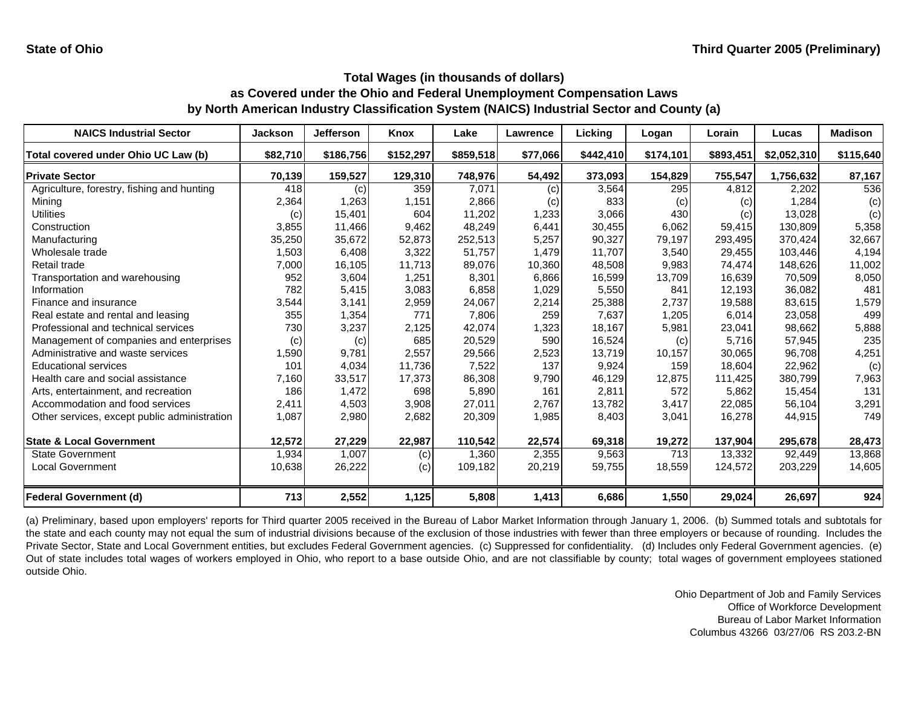**State of Ohio** | **Third Quarter 2005 (Preliminary)**

## Total Wages (in thousands of dollars) as Covered under the Ohio and Federal Unemployment Compensation Laws by North American Industry Classification System (NAICS) Industrial Sector and County (a)

| NAICS Industrial Sector | Jackson | Jefferson | Knox | Lake | Lawrence | Licking | Logan | Lorain | Lucas | Madison |
|---|---|---|---|---|---|---|---|---|---|---|
| **Total covered under Ohio UC Law (b)** | **$82,710** | **$186,756** | **$152,297** | **$859,518** | **$77,066** | **$442,410** | **$174,101** | **$893,451** | **$2,052,310** | **$115,640** |
| **Private Sector** | **70,139** | **159,527** | **129,310** | **748,976** | **54,492** | **373,093** | **154,829** | **755,547** | **1,756,632** | **87,167** |
| Agriculture, forestry, fishing and hunting | 418 | (c) | 359 | 7,071 | (c) | 3,564 | 295 | 4,812 | 2,202 | 536 |
| Mining | 2,364 | 1,263 | 1,151 | 2,866 | (c) | 833 | (c) | (c) | 1,284 | (c) |
| Utilities | (c) | 15,401 | 604 | 11,202 | 1,233 | 3,066 | 430 | (c) | 13,028 | (c) |
| Construction | 3,855 | 11,466 | 9,462 | 48,249 | 6,441 | 30,455 | 6,062 | 59,415 | 130,809 | 5,358 |
| Manufacturing | 35,250 | 35,672 | 52,873 | 252,513 | 5,257 | 90,327 | 79,197 | 293,495 | 370,424 | 32,667 |
| Wholesale trade | 1,503 | 6,408 | 3,322 | 51,757 | 1,479 | 11,707 | 3,540 | 29,455 | 103,446 | 4,194 |
| Retail trade | 7,000 | 16,105 | 11,713 | 89,076 | 10,360 | 48,508 | 9,983 | 74,474 | 148,626 | 11,002 |
| Transportation and warehousing | 952 | 3,604 | 1,251 | 8,301 | 6,866 | 16,599 | 13,709 | 16,639 | 70,509 | 8,050 |
| Information | 782 | 5,415 | 3,083 | 6,858 | 1,029 | 5,550 | 841 | 12,193 | 36,082 | 481 |
| Finance and insurance | 3,544 | 3,141 | 2,959 | 24,067 | 2,214 | 25,388 | 2,737 | 19,588 | 83,615 | 1,579 |
| Real estate and rental and leasing | 355 | 1,354 | 771 | 7,806 | 259 | 7,637 | 1,205 | 6,014 | 23,058 | 499 |
| Professional and technical services | 730 | 3,237 | 2,125 | 42,074 | 1,323 | 18,167 | 5,981 | 23,041 | 98,662 | 5,888 |
| Management of companies and enterprises | (c) | (c) | 685 | 20,529 | 590 | 16,524 | (c) | 5,716 | 57,945 | 235 |
| Administrative and waste services | 1,590 | 9,781 | 2,557 | 29,566 | 2,523 | 13,719 | 10,157 | 30,065 | 96,708 | 4,251 |
| Educational services | 101 | 4,034 | 11,736 | 7,522 | 137 | 9,924 | 159 | 18,604 | 22,962 | (c) |
| Health care and social assistance | 7,160 | 33,517 | 17,373 | 86,308 | 9,790 | 46,129 | 12,875 | 111,425 | 380,799 | 7,963 |
| Arts, entertainment, and recreation | 186 | 1,472 | 698 | 5,890 | 161 | 2,811 | 572 | 5,862 | 15,454 | 131 |
| Accommodation and food services | 2,411 | 4,503 | 3,908 | 27,011 | 2,767 | 13,782 | 3,417 | 22,085 | 56,104 | 3,291 |
| Other services, except public administration | 1,087 | 2,980 | 2,682 | 20,309 | 1,985 | 8,403 | 3,041 | 16,278 | 44,915 | 749 |
| **State & Local Government** | **12,572** | **27,229** | **22,987** | **110,542** | **22,574** | **69,318** | **19,272** | **137,904** | **295,678** | **28,473** |
| State Government | 1,934 | 1,007 | (c) | 1,360 | 2,355 | 9,563 | 713 | 13,332 | 92,449 | 13,868 |
| Local Government | 10,638 | 26,222 | (c) | 109,182 | 20,219 | 59,755 | 18,559 | 124,572 | 203,229 | 14,605 |
| **Federal Government (d)** | **713** | **2,552** | **1,125** | **5,808** | **1,413** | **6,686** | **1,550** | **29,024** | **26,697** | **924** |

(a) Preliminary, based upon employers' reports for Third quarter 2005 received in the Bureau of Labor Market Information through January 1, 2006. (b) Summed totals and subtotals for the state and each county may not equal the sum of industrial divisions because of the exclusion of those industries with fewer than three employers or because of rounding. Includes the Private Sector, State and Local Government entities, but excludes Federal Government agencies. (c) Suppressed for confidentiality. (d) Includes only Federal Government agencies. (e) Out of state includes total wages of workers employed in Ohio, who report to a base outside Ohio, and are not classifiable by county; total wages of government employees stationed outside Ohio.

Ohio Department of Job and Family Services
Office of Workforce Development
Bureau of Labor Market Information
Columbus 43266 03/27/06 RS 203.2-BN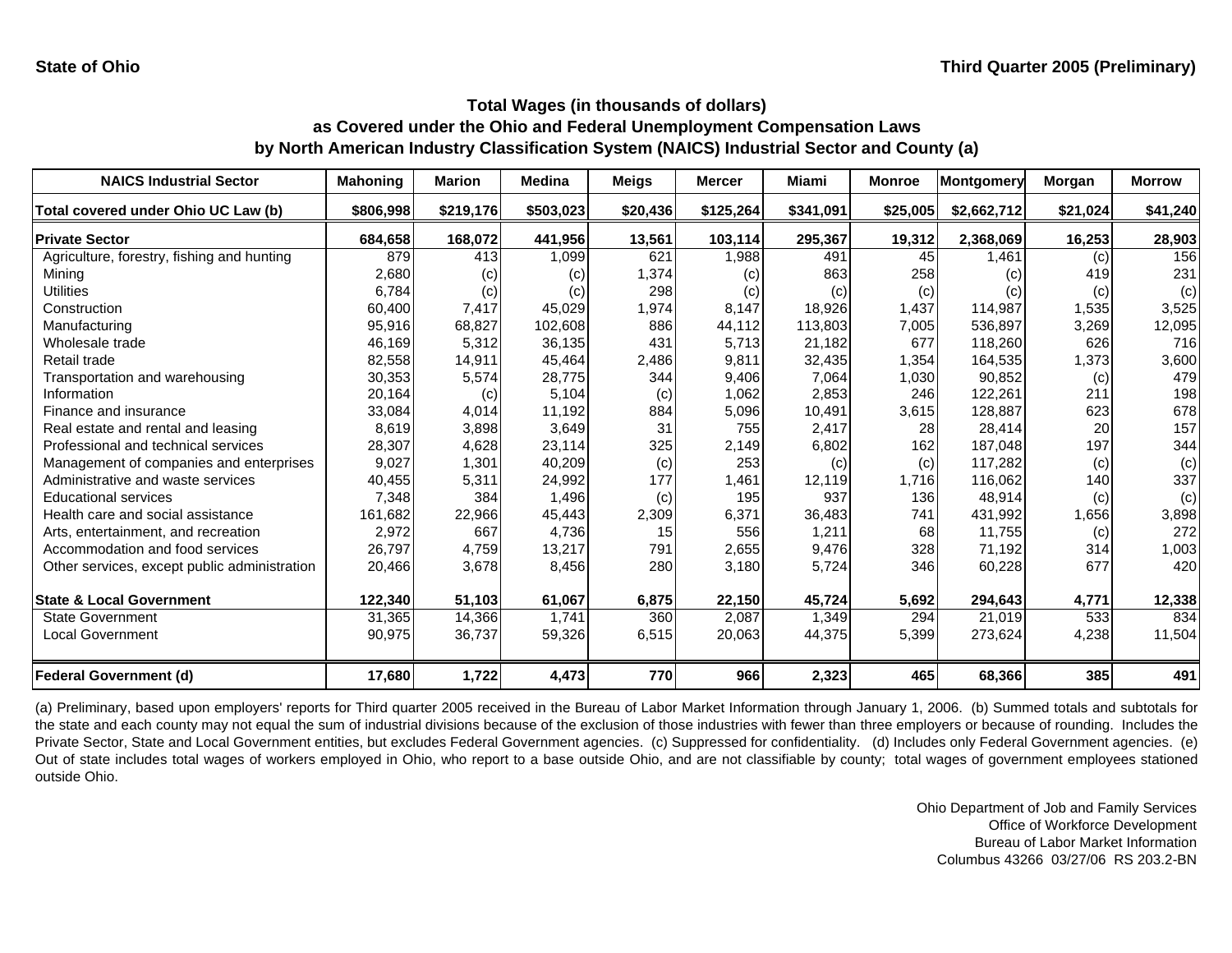State of Ohio | Third Quarter 2005 (Preliminary)

## Total Wages (in thousands of dollars) as Covered under the Ohio and Federal Unemployment Compensation Laws by North American Industry Classification System (NAICS) Industrial Sector and County (a)

| NAICS Industrial Sector | Mahoning | Marion | Medina | Meigs | Mercer | Miami | Monroe | Montgomery | Morgan | Morrow |
|---|---|---|---|---|---|---|---|---|---|---|
| **Total covered under Ohio UC Law (b)** | **$806,998** | **$219,176** | **$503,023** | **$20,436** | **$125,264** | **$341,091** | **$25,005** | **$2,662,712** | **$21,024** | **$41,240** |
| **Private Sector** | **684,658** | **168,072** | **441,956** | **13,561** | **103,114** | **295,367** | **19,312** | **2,368,069** | **16,253** | **28,903** |
| Agriculture, forestry, fishing and hunting | 879 | 413 | 1,099 | 621 | 1,988 | 491 | 45 | 1,461 | (c) | 156 |
| Mining | 2,680 | (c) | (c) | 1,374 | (c) | 863 | 258 | (c) | 419 | 231 |
| Utilities | 6,784 | (c) | (c) | 298 | (c) | (c) | (c) | (c) | (c) | (c) |
| Construction | 60,400 | 7,417 | 45,029 | 1,974 | 8,147 | 18,926 | 1,437 | 114,987 | 1,535 | 3,525 |
| Manufacturing | 95,916 | 68,827 | 102,608 | 886 | 44,112 | 113,803 | 7,005 | 536,897 | 3,269 | 12,095 |
| Wholesale trade | 46,169 | 5,312 | 36,135 | 431 | 5,713 | 21,182 | 677 | 118,260 | 626 | 716 |
| Retail trade | 82,558 | 14,911 | 45,464 | 2,486 | 9,811 | 32,435 | 1,354 | 164,535 | 1,373 | 3,600 |
| Transportation and warehousing | 30,353 | 5,574 | 28,775 | 344 | 9,406 | 7,064 | 1,030 | 90,852 | (c) | 479 |
| Information | 20,164 | (c) | 5,104 | (c) | 1,062 | 2,853 | 246 | 122,261 | 211 | 198 |
| Finance and insurance | 33,084 | 4,014 | 11,192 | 884 | 5,096 | 10,491 | 3,615 | 128,887 | 623 | 678 |
| Real estate and rental and leasing | 8,619 | 3,898 | 3,649 | 31 | 755 | 2,417 | 28 | 28,414 | 20 | 157 |
| Professional and technical services | 28,307 | 4,628 | 23,114 | 325 | 2,149 | 6,802 | 162 | 187,048 | 197 | 344 |
| Management of companies and enterprises | 9,027 | 1,301 | 40,209 | (c) | 253 | (c) | (c) | 117,282 | (c) | (c) |
| Administrative and waste services | 40,455 | 5,311 | 24,992 | 177 | 1,461 | 12,119 | 1,716 | 116,062 | 140 | 337 |
| Educational services | 7,348 | 384 | 1,496 | (c) | 195 | 937 | 136 | 48,914 | (c) | (c) |
| Health care and social assistance | 161,682 | 22,966 | 45,443 | 2,309 | 6,371 | 36,483 | 741 | 431,992 | 1,656 | 3,898 |
| Arts, entertainment, and recreation | 2,972 | 667 | 4,736 | 15 | 556 | 1,211 | 68 | 11,755 | (c) | 272 |
| Accommodation and food services | 26,797 | 4,759 | 13,217 | 791 | 2,655 | 9,476 | 328 | 71,192 | 314 | 1,003 |
| Other services, except public administration | 20,466 | 3,678 | 8,456 | 280 | 3,180 | 5,724 | 346 | 60,228 | 677 | 420 |
| **State & Local Government** | **122,340** | **51,103** | **61,067** | **6,875** | **22,150** | **45,724** | **5,692** | **294,643** | **4,771** | **12,338** |
| State Government | 31,365 | 14,366 | 1,741 | 360 | 2,087 | 1,349 | 294 | 21,019 | 533 | 834 |
| Local Government | 90,975 | 36,737 | 59,326 | 6,515 | 20,063 | 44,375 | 5,399 | 273,624 | 4,238 | 11,504 |
| **Federal Government (d)** | **17,680** | **1,722** | **4,473** | **770** | **966** | **2,323** | **465** | **68,366** | **385** | **491** |

(a) Preliminary, based upon employers' reports for Third quarter 2005 received in the Bureau of Labor Market Information through January 1, 2006. (b) Summed totals and subtotals for the state and each county may not equal the sum of industrial divisions because of the exclusion of those industries with fewer than three employers or because of rounding. Includes the Private Sector, State and Local Government entities, but excludes Federal Government agencies. (c) Suppressed for confidentiality. (d) Includes only Federal Government agencies. (e) Out of state includes total wages of workers employed in Ohio, who report to a base outside Ohio, and are not classifiable by county; total wages of government employees stationed outside Ohio.

Ohio Department of Job and Family Services
Office of Workforce Development
Bureau of Labor Market Information
Columbus 43266 03/27/06 RS 203.2-BN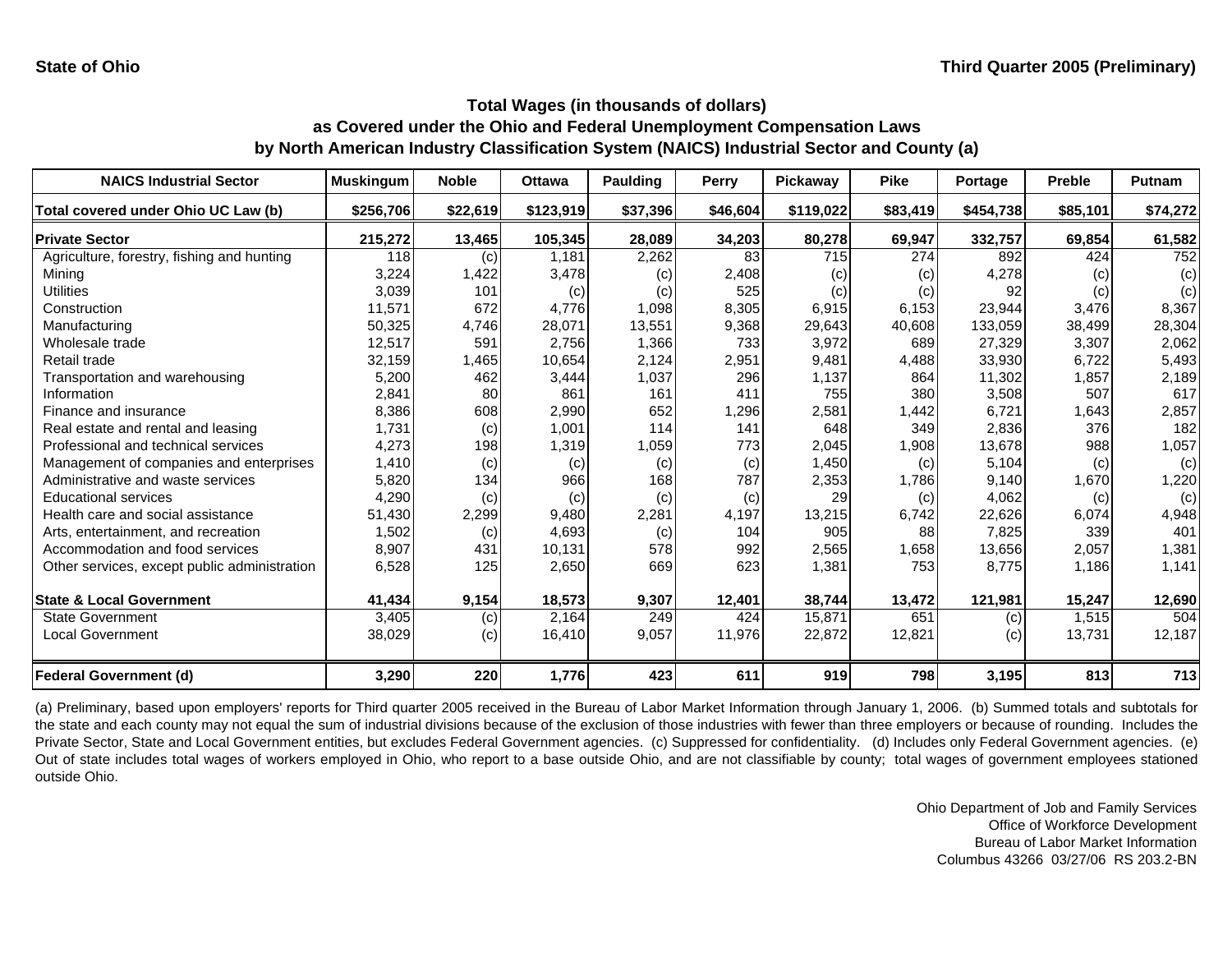State of Ohio

Third Quarter 2005 (Preliminary)

## Total Wages (in thousands of dollars) as Covered under the Ohio and Federal Unemployment Compensation Laws by North American Industry Classification System (NAICS) Industrial Sector and County (a)

| NAICS Industrial Sector | Muskingum | Noble | Ottawa | Paulding | Perry | Pickaway | Pike | Portage | Preble | Putnam |
|---|---|---|---|---|---|---|---|---|---|---|
| **Total covered under Ohio UC Law (b)** | **$256,706** | **$22,619** | **$123,919** | **$37,396** | **$46,604** | **$119,022** | **$83,419** | **$454,738** | **$85,101** | **$74,272** |
| **Private Sector** | **215,272** | **13,465** | **105,345** | **28,089** | **34,203** | **80,278** | **69,947** | **332,757** | **69,854** | **61,582** |
| Agriculture, forestry, fishing and hunting | 118 | (c) | 1,181 | 2,262 | 83 | 715 | 274 | 892 | 424 | 752 |
| Mining | 3,224 | 1,422 | 3,478 | (c) | 2,408 | (c) | (c) | 4,278 | (c) | (c) |
| Utilities | 3,039 | 101 | (c) | (c) | 525 | (c) | (c) | 92 | (c) | (c) |
| Construction | 11,571 | 672 | 4,776 | 1,098 | 8,305 | 6,915 | 6,153 | 23,944 | 3,476 | 8,367 |
| Manufacturing | 50,325 | 4,746 | 28,071 | 13,551 | 9,368 | 29,643 | 40,608 | 133,059 | 38,499 | 28,304 |
| Wholesale trade | 12,517 | 591 | 2,756 | 1,366 | 733 | 3,972 | 689 | 27,329 | 3,307 | 2,062 |
| Retail trade | 32,159 | 1,465 | 10,654 | 2,124 | 2,951 | 9,481 | 4,488 | 33,930 | 6,722 | 5,493 |
| Transportation and warehousing | 5,200 | 462 | 3,444 | 1,037 | 296 | 1,137 | 864 | 11,302 | 1,857 | 2,189 |
| Information | 2,841 | 80 | 861 | 161 | 411 | 755 | 380 | 3,508 | 507 | 617 |
| Finance and insurance | 8,386 | 608 | 2,990 | 652 | 1,296 | 2,581 | 1,442 | 6,721 | 1,643 | 2,857 |
| Real estate and rental and leasing | 1,731 | (c) | 1,001 | 114 | 141 | 648 | 349 | 2,836 | 376 | 182 |
| Professional and technical services | 4,273 | 198 | 1,319 | 1,059 | 773 | 2,045 | 1,908 | 13,678 | 988 | 1,057 |
| Management of companies and enterprises | 1,410 | (c) | (c) | (c) | (c) | 1,450 | (c) | 5,104 | (c) | (c) |
| Administrative and waste services | 5,820 | 134 | 966 | 168 | 787 | 2,353 | 1,786 | 9,140 | 1,670 | 1,220 |
| Educational services | 4,290 | (c) | (c) | (c) | (c) | 29 | (c) | 4,062 | (c) | (c) |
| Health care and social assistance | 51,430 | 2,299 | 9,480 | 2,281 | 4,197 | 13,215 | 6,742 | 22,626 | 6,074 | 4,948 |
| Arts, entertainment, and recreation | 1,502 | (c) | 4,693 | (c) | 104 | 905 | 88 | 7,825 | 339 | 401 |
| Accommodation and food services | 8,907 | 431 | 10,131 | 578 | 992 | 2,565 | 1,658 | 13,656 | 2,057 | 1,381 |
| Other services, except public administration | 6,528 | 125 | 2,650 | 669 | 623 | 1,381 | 753 | 8,775 | 1,186 | 1,141 |
| **State & Local Government** | **41,434** | **9,154** | **18,573** | **9,307** | **12,401** | **38,744** | **13,472** | **121,981** | **15,247** | **12,690** |
| State Government | 3,405 | (c) | 2,164 | 249 | 424 | 15,871 | 651 | (c) | 1,515 | 504 |
| Local Government | 38,029 | (c) | 16,410 | 9,057 | 11,976 | 22,872 | 12,821 | (c) | 13,731 | 12,187 |
| **Federal Government (d)** | **3,290** | **220** | **1,776** | **423** | **611** | **919** | **798** | **3,195** | **813** | **713** |

(a) Preliminary, based upon employers' reports for Third quarter 2005 received in the Bureau of Labor Market Information through January 1, 2006. (b) Summed totals and subtotals for the state and each county may not equal the sum of industrial divisions because of the exclusion of those industries with fewer than three employers or because of rounding. Includes the Private Sector, State and Local Government entities, but excludes Federal Government agencies. (c) Suppressed for confidentiality. (d) Includes only Federal Government agencies. (e) Out of state includes total wages of workers employed in Ohio, who report to a base outside Ohio, and are not classifiable by county; total wages of government employees stationed outside Ohio.

Ohio Department of Job and Family Services
Office of Workforce Development
Bureau of Labor Market Information
Columbus 43266 03/27/06 RS 203.2-BN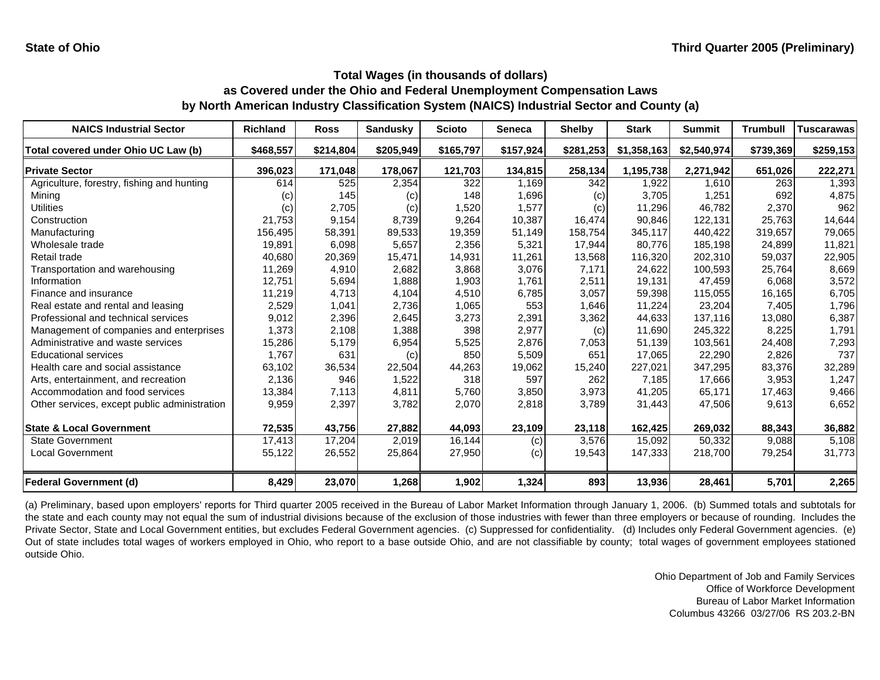**State of Ohio** | **Third Quarter 2005 (Preliminary)**

## Total Wages (in thousands of dollars) as Covered under the Ohio and Federal Unemployment Compensation Laws by North American Industry Classification System (NAICS) Industrial Sector and County (a)

| NAICS Industrial Sector | Richland | Ross | Sandusky | Scioto | Seneca | Shelby | Stark | Summit | Trumbull | Tuscarawas |
|---|---|---|---|---|---|---|---|---|---|---|
| **Total covered under Ohio UC Law (b)** | **$468,557** | **$214,804** | **$205,949** | **$165,797** | **$157,924** | **$281,253** | **$1,358,163** | **$2,540,974** | **$739,369** | **$259,153** |
| **Private Sector** | **396,023** | **171,048** | **178,067** | **121,703** | **134,815** | **258,134** | **1,195,738** | **2,271,942** | **651,026** | **222,271** |
| Agriculture, forestry, fishing and hunting | 614 | 525 | 2,354 | 322 | 1,169 | 342 | 1,922 | 1,610 | 263 | 1,393 |
| Mining | (c) | 145 | (c) | 148 | 1,696 | (c) | 3,705 | 1,251 | 692 | 4,875 |
| Utilities | (c) | 2,705 | (c) | 1,520 | 1,577 | (c) | 11,296 | 46,782 | 2,370 | 962 |
| Construction | 21,753 | 9,154 | 8,739 | 9,264 | 10,387 | 16,474 | 90,846 | 122,131 | 25,763 | 14,644 |
| Manufacturing | 156,495 | 58,391 | 89,533 | 19,359 | 51,149 | 158,754 | 345,117 | 440,422 | 319,657 | 79,065 |
| Wholesale trade | 19,891 | 6,098 | 5,657 | 2,356 | 5,321 | 17,944 | 80,776 | 185,198 | 24,899 | 11,821 |
| Retail trade | 40,680 | 20,369 | 15,471 | 14,931 | 11,261 | 13,568 | 116,320 | 202,310 | 59,037 | 22,905 |
| Transportation and warehousing | 11,269 | 4,910 | 2,682 | 3,868 | 3,076 | 7,171 | 24,622 | 100,593 | 25,764 | 8,669 |
| Information | 12,751 | 5,694 | 1,888 | 1,903 | 1,761 | 2,511 | 19,131 | 47,459 | 6,068 | 3,572 |
| Finance and insurance | 11,219 | 4,713 | 4,104 | 4,510 | 6,785 | 3,057 | 59,398 | 115,055 | 16,165 | 6,705 |
| Real estate and rental and leasing | 2,529 | 1,041 | 2,736 | 1,065 | 553 | 1,646 | 11,224 | 23,204 | 7,405 | 1,796 |
| Professional and technical services | 9,012 | 2,396 | 2,645 | 3,273 | 2,391 | 3,362 | 44,633 | 137,116 | 13,080 | 6,387 |
| Management of companies and enterprises | 1,373 | 2,108 | 1,388 | 398 | 2,977 | (c) | 11,690 | 245,322 | 8,225 | 1,791 |
| Administrative and waste services | 15,286 | 5,179 | 6,954 | 5,525 | 2,876 | 7,053 | 51,139 | 103,561 | 24,408 | 7,293 |
| Educational services | 1,767 | 631 | (c) | 850 | 5,509 | 651 | 17,065 | 22,290 | 2,826 | 737 |
| Health care and social assistance | 63,102 | 36,534 | 22,504 | 44,263 | 19,062 | 15,240 | 227,021 | 347,295 | 83,376 | 32,289 |
| Arts, entertainment, and recreation | 2,136 | 946 | 1,522 | 318 | 597 | 262 | 7,185 | 17,666 | 3,953 | 1,247 |
| Accommodation and food services | 13,384 | 7,113 | 4,811 | 5,760 | 3,850 | 3,973 | 41,205 | 65,171 | 17,463 | 9,466 |
| Other services, except public administration | 9,959 | 2,397 | 3,782 | 2,070 | 2,818 | 3,789 | 31,443 | 47,506 | 9,613 | 6,652 |
| **State & Local Government** | **72,535** | **43,756** | **27,882** | **44,093** | **23,109** | **23,118** | **162,425** | **269,032** | **88,343** | **36,882** |
| State Government | 17,413 | 17,204 | 2,019 | 16,144 | (c) | 3,576 | 15,092 | 50,332 | 9,088 | 5,108 |
| Local Government | 55,122 | 26,552 | 25,864 | 27,950 | (c) | 19,543 | 147,333 | 218,700 | 79,254 | 31,773 |
| **Federal Government (d)** | **8,429** | **23,070** | **1,268** | **1,902** | **1,324** | **893** | **13,936** | **28,461** | **5,701** | **2,265** |

(a) Preliminary, based upon employers' reports for Third quarter 2005 received in the Bureau of Labor Market Information through January 1, 2006. (b) Summed totals and subtotals for the state and each county may not equal the sum of industrial divisions because of the exclusion of those industries with fewer than three employers or because of rounding. Includes the Private Sector, State and Local Government entities, but excludes Federal Government agencies. (c) Suppressed for confidentiality. (d) Includes only Federal Government agencies. (e) Out of state includes total wages of workers employed in Ohio, who report to a base outside Ohio, and are not classifiable by county; total wages of government employees stationed outside Ohio.

Ohio Department of Job and Family Services
Office of Workforce Development
Bureau of Labor Market Information
Columbus 43266 03/27/06 RS 203.2-BN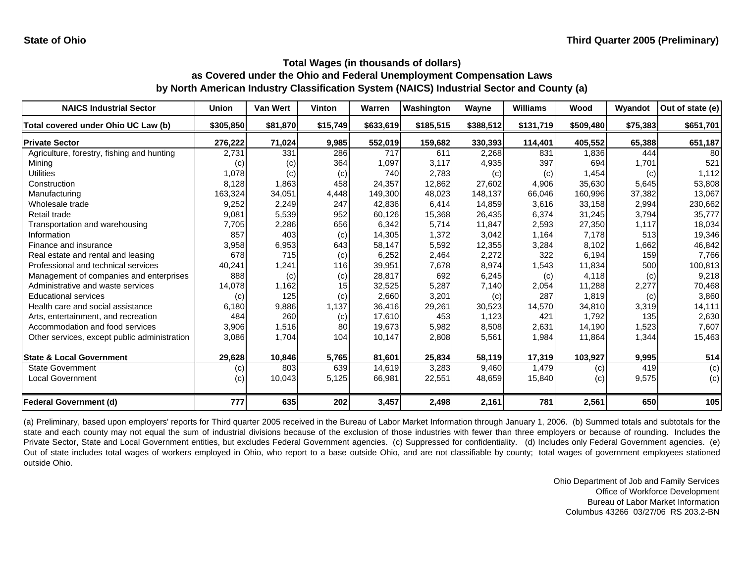**State of Ohio** | **Third Quarter 2005 (Preliminary)**

## Total Wages (in thousands of dollars) as Covered under the Ohio and Federal Unemployment Compensation Laws by North American Industry Classification System (NAICS) Industrial Sector and County (a)

| NAICS Industrial Sector | Union | Van Wert | Vinton | Warren | Washington | Wayne | Williams | Wood | Wyandot | Out of state (e) |
|---|---|---|---|---|---|---|---|---|---|---|
| **Total covered under Ohio UC Law (b)** | **$305,850** | **$81,870** | **$15,749** | **$633,619** | **$185,515** | **$388,512** | **$131,719** | **$509,480** | **$75,383** | **$651,701** |
| **Private Sector** | **276,222** | **71,024** | **9,985** | **552,019** | **159,682** | **330,393** | **114,401** | **405,552** | **65,388** | **651,187** |
| Agriculture, forestry, fishing and hunting | 2,731 | 331 | 286 | 717 | 611 | 2,268 | 831 | 1,836 | 444 | 80 |
| Mining | (c) | (c) | 364 | 1,097 | 3,117 | 4,935 | 397 | 694 | 1,701 | 521 |
| Utilities | 1,078 | (c) | (c) | 740 | 2,783 | (c) | (c) | 1,454 | (c) | 1,112 |
| Construction | 8,128 | 1,863 | 458 | 24,357 | 12,862 | 27,602 | 4,906 | 35,630 | 5,645 | 53,808 |
| Manufacturing | 163,324 | 34,051 | 4,448 | 149,300 | 48,023 | 148,137 | 66,046 | 160,996 | 37,382 | 13,067 |
| Wholesale trade | 9,252 | 2,249 | 247 | 42,836 | 6,414 | 14,859 | 3,616 | 33,158 | 2,994 | 230,662 |
| Retail trade | 9,081 | 5,539 | 952 | 60,126 | 15,368 | 26,435 | 6,374 | 31,245 | 3,794 | 35,777 |
| Transportation and warehousing | 7,705 | 2,286 | 656 | 6,342 | 5,714 | 11,847 | 2,593 | 27,350 | 1,117 | 18,034 |
| Information | 857 | 403 | (c) | 14,305 | 1,372 | 3,042 | 1,164 | 7,178 | 513 | 19,346 |
| Finance and insurance | 3,958 | 6,953 | 643 | 58,147 | 5,592 | 12,355 | 3,284 | 8,102 | 1,662 | 46,842 |
| Real estate and rental and leasing | 678 | 715 | (c) | 6,252 | 2,464 | 2,272 | 322 | 6,194 | 159 | 7,766 |
| Professional and technical services | 40,241 | 1,241 | 116 | 39,951 | 7,678 | 8,974 | 1,543 | 11,834 | 500 | 100,813 |
| Management of companies and enterprises | 888 | (c) | (c) | 28,817 | 692 | 6,245 | (c) | 4,118 | (c) | 9,218 |
| Administrative and waste services | 14,078 | 1,162 | 15 | 32,525 | 5,287 | 7,140 | 2,054 | 11,288 | 2,277 | 70,468 |
| Educational services | (c) | 125 | (c) | 2,660 | 3,201 | (c) | 287 | 1,819 | (c) | 3,860 |
| Health care and social assistance | 6,180 | 9,886 | 1,137 | 36,416 | 29,261 | 30,523 | 14,570 | 34,810 | 3,319 | 14,111 |
| Arts, entertainment, and recreation | 484 | 260 | (c) | 17,610 | 453 | 1,123 | 421 | 1,792 | 135 | 2,630 |
| Accommodation and food services | 3,906 | 1,516 | 80 | 19,673 | 5,982 | 8,508 | 2,631 | 14,190 | 1,523 | 7,607 |
| Other services, except public administration | 3,086 | 1,704 | 104 | 10,147 | 2,808 | 5,561 | 1,984 | 11,864 | 1,344 | 15,463 |
| **State & Local Government** | **29,628** | **10,846** | **5,765** | **81,601** | **25,834** | **58,119** | **17,319** | **103,927** | **9,995** | **514** |
| State Government | (c) | 803 | 639 | 14,619 | 3,283 | 9,460 | 1,479 | (c) | 419 | (c) |
| Local Government | (c) | 10,043 | 5,125 | 66,981 | 22,551 | 48,659 | 15,840 | (c) | 9,575 | (c) |
| **Federal Government (d)** | **777** | **635** | **202** | **3,457** | **2,498** | **2,161** | **781** | **2,561** | **650** | **105** |

(a) Preliminary, based upon employers' reports for Third quarter 2005 received in the Bureau of Labor Market Information through January 1, 2006. (b) Summed totals and subtotals for the state and each county may not equal the sum of industrial divisions because of the exclusion of those industries with fewer than three employers or because of rounding. Includes the Private Sector, State and Local Government entities, but excludes Federal Government agencies. (c) Suppressed for confidentiality. (d) Includes only Federal Government agencies. (e) Out of state includes total wages of workers employed in Ohio, who report to a base outside Ohio, and are not classifiable by county; total wages of government employees stationed outside Ohio.

Ohio Department of Job and Family Services
Office of Workforce Development
Bureau of Labor Market Information
Columbus 43266 03/27/06 RS 203.2-BN